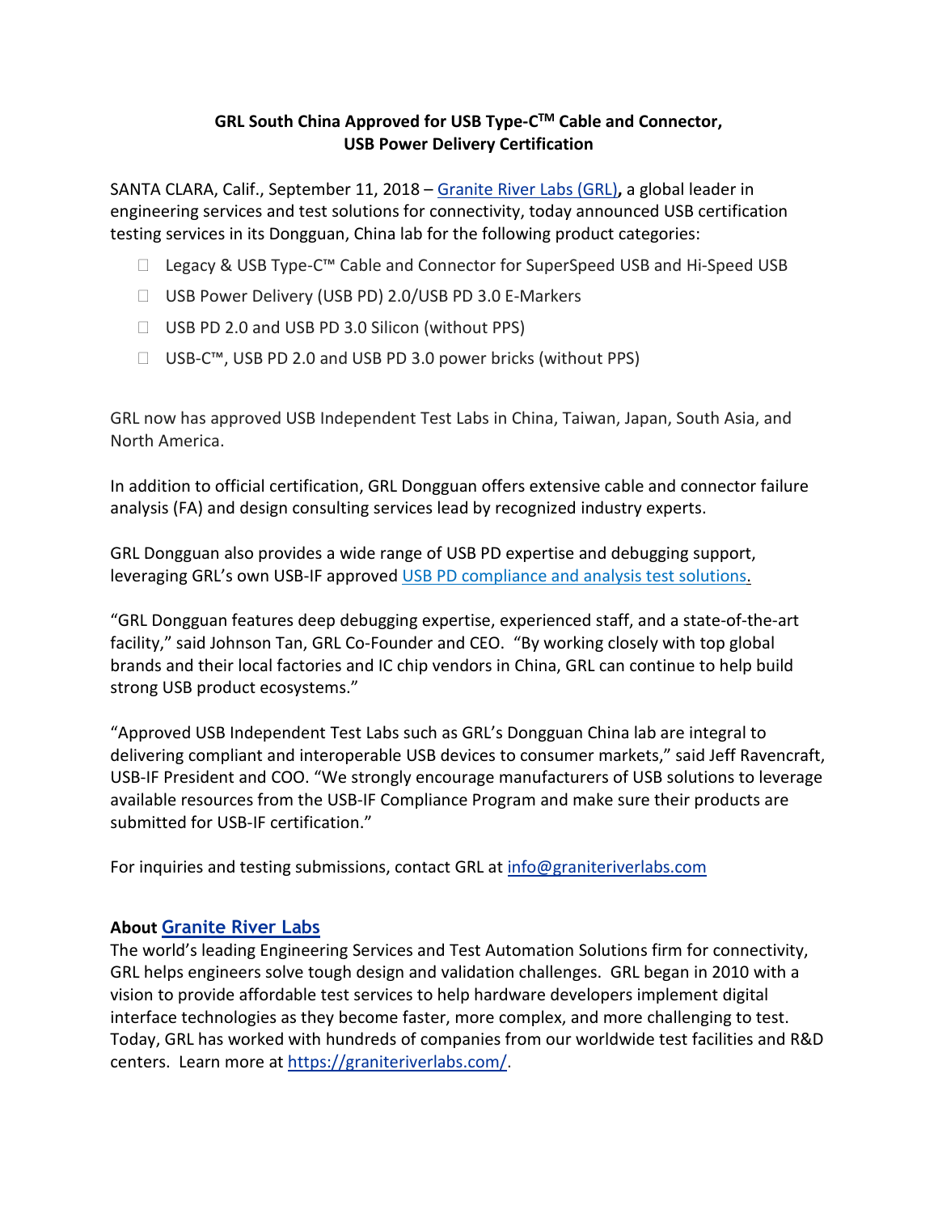**GRL South China Approved for USB Type-C™ Cable and Connector, USB Power Delivery Certification**

SANTA CLARA, Calif., September 11, 2018 – Granite River Labs (GRL), a global leader in engineering services and test solutions for connectivity, today announced USB certification testing services in its Dongguan, China lab for the following product categories:

- Legacy & USB Type-C™ Cable and Connector for SuperSpeed USB and Hi-Speed USB
- USB Power Delivery (USB PD) 2.0/USB PD 3.0 E-Markers
- USB PD 2.0 and USB PD 3.0 Silicon (without PPS)
- USB-C™, USB PD 2.0 and USB PD 3.0 power bricks (without PPS)

GRL now has approved USB Independent Test Labs in China, Taiwan, Japan, South Asia, and North America.

In addition to official certification, GRL Dongguan offers extensive cable and connector failure analysis (FA) and design consulting services lead by recognized industry experts.

GRL Dongguan also provides a wide range of USB PD expertise and debugging support, leveraging GRL's own USB-IF approved USB PD compliance and analysis test solutions.

"GRL Dongguan features deep debugging expertise, experienced staff, and a state-of-the-art facility," said Johnson Tan, GRL Co-Founder and CEO. "By working closely with top global brands and their local factories and IC chip vendors in China, GRL can continue to help build strong USB product ecosystems."

"Approved USB Independent Test Labs such as GRL's Dongguan China lab are integral to delivering compliant and interoperable USB devices to consumer markets," said Jeff Ravencraft, USB-IF President and COO. "We strongly encourage manufacturers of USB solutions to leverage available resources from the USB-IF Compliance Program and make sure their products are submitted for USB-IF certification."

For inquiries and testing submissions, contact GRL at info@graniteriverlabs.com

**About Granite River Labs**

The world's leading Engineering Services and Test Automation Solutions firm for connectivity, GRL helps engineers solve tough design and validation challenges. GRL began in 2010 with a vision to provide affordable test services to help hardware developers implement digital interface technologies as they become faster, more complex, and more challenging to test. Today, GRL has worked with hundreds of companies from our worldwide test facilities and R&D centers. Learn more at https://graniteriverlabs.com/.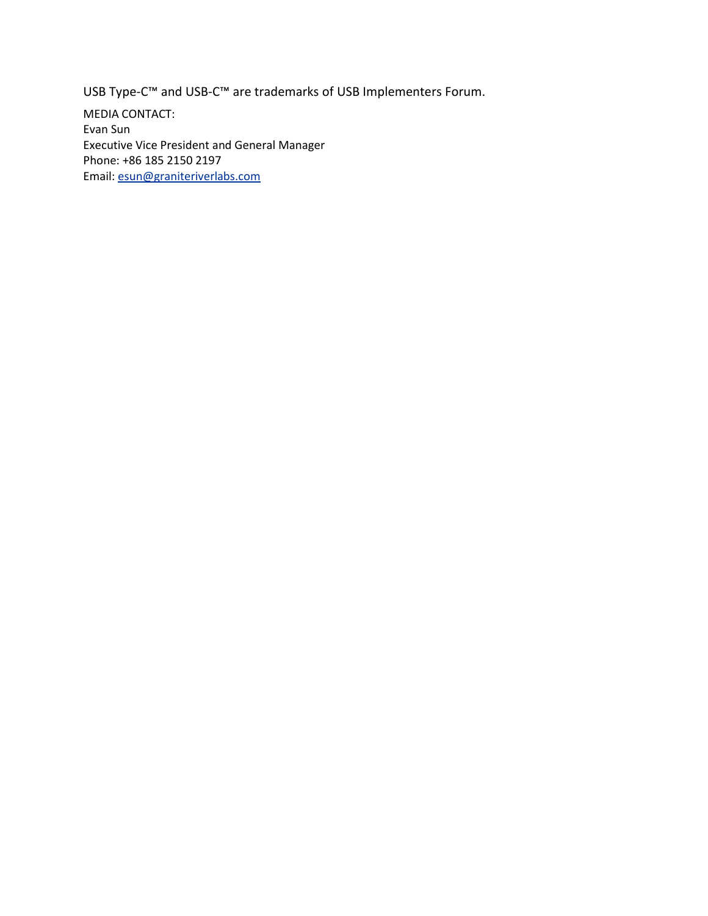USB Type-C™ and USB-C™ are trademarks of USB Implementers Forum.

MEDIA CONTACT:
Evan Sun
Executive Vice President and General Manager
Phone: +86 185 2150 2197
Email: esun@graniteriverlabs.com